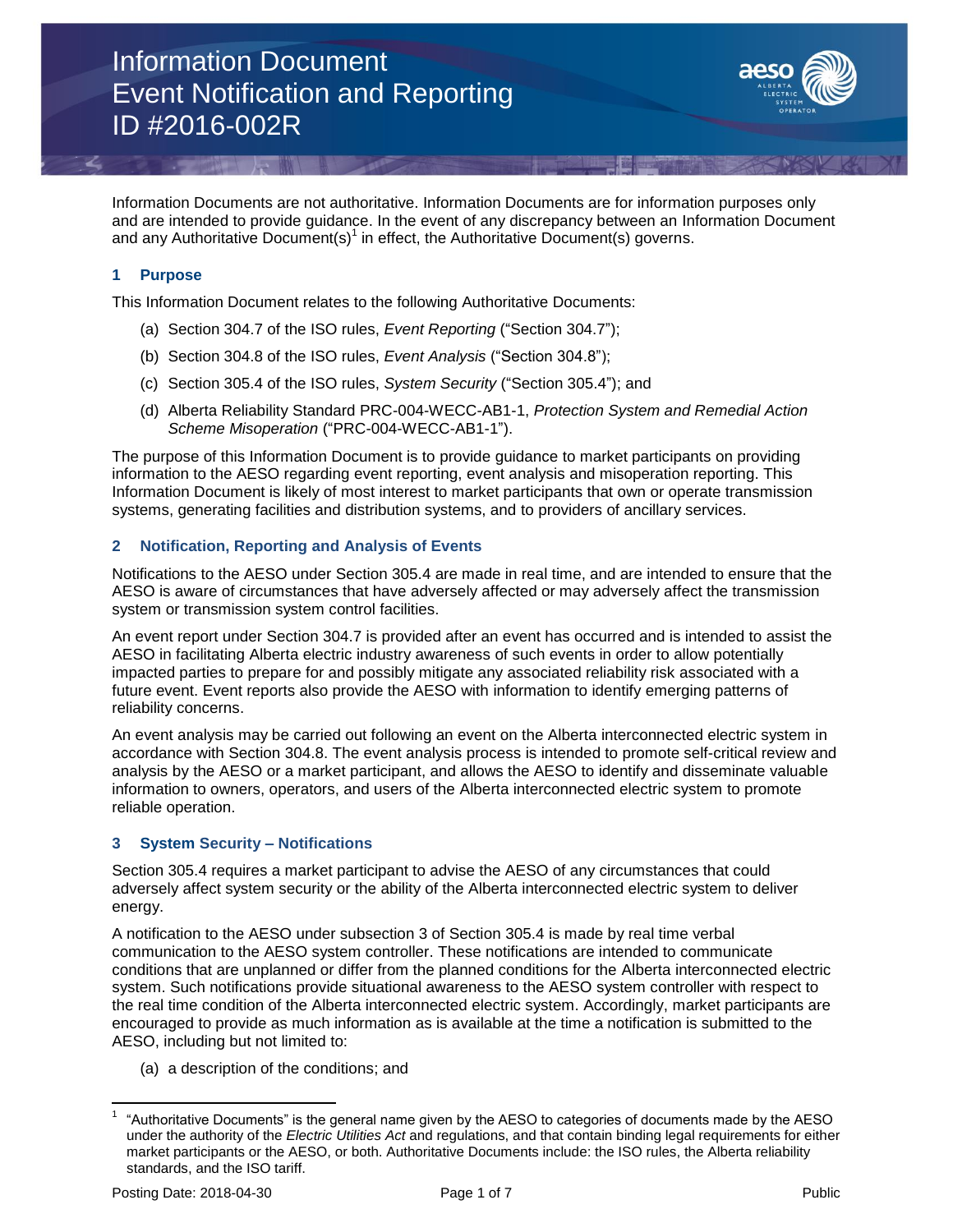# Information Document
# Event Notification and Reporting
# ID #2016-002R

Information Documents are not authoritative. Information Documents are for information purposes only and are intended to provide guidance. In the event of any discrepancy between an Information Document and any Authoritative Document(s)[1] in effect, the Authoritative Document(s) governs.

## 1 Purpose

This Information Document relates to the following Authoritative Documents:

(a) Section 304.7 of the ISO rules, *Event Reporting* ("Section 304.7");

(b) Section 304.8 of the ISO rules, *Event Analysis* ("Section 304.8");

(c) Section 305.4 of the ISO rules, *System Security* ("Section 305.4"); and

(d) Alberta Reliability Standard PRC-004-WECC-AB1-1, *Protection System and Remedial Action Scheme Misoperation* ("PRC-004-WECC-AB1-1").

The purpose of this Information Document is to provide guidance to market participants on providing information to the AESO regarding event reporting, event analysis and misoperation reporting. This Information Document is likely of most interest to market participants that own or operate transmission systems, generating facilities and distribution systems, and to providers of ancillary services.

## 2 Notification, Reporting and Analysis of Events

Notifications to the AESO under Section 305.4 are made in real time, and are intended to ensure that the AESO is aware of circumstances that have adversely affected or may adversely affect the transmission system or transmission system control facilities.

An event report under Section 304.7 is provided after an event has occurred and is intended to assist the AESO in facilitating Alberta electric industry awareness of such events in order to allow potentially impacted parties to prepare for and possibly mitigate any associated reliability risk associated with a future event. Event reports also provide the AESO with information to identify emerging patterns of reliability concerns.

An event analysis may be carried out following an event on the Alberta interconnected electric system in accordance with Section 304.8. The event analysis process is intended to promote self-critical review and analysis by the AESO or a market participant, and allows the AESO to identify and disseminate valuable information to owners, operators, and users of the Alberta interconnected electric system to promote reliable operation.

## 3 System Security – Notifications

Section 305.4 requires a market participant to advise the AESO of any circumstances that could adversely affect system security or the ability of the Alberta interconnected electric system to deliver energy.

A notification to the AESO under subsection 3 of Section 305.4 is made by real time verbal communication to the AESO system controller. These notifications are intended to communicate conditions that are unplanned or differ from the planned conditions for the Alberta interconnected electric system. Such notifications provide situational awareness to the AESO system controller with respect to the real time condition of the Alberta interconnected electric system. Accordingly, market participants are encouraged to provide as much information as is available at the time a notification is submitted to the AESO, including but not limited to:

(a) a description of the conditions; and

[1] "Authoritative Documents" is the general name given by the AESO to categories of documents made by the AESO under the authority of the *Electric Utilities Act* and regulations, and that contain binding legal requirements for either market participants or the AESO, or both. Authoritative Documents include: the ISO rules, the Alberta reliability standards, and the ISO tariff.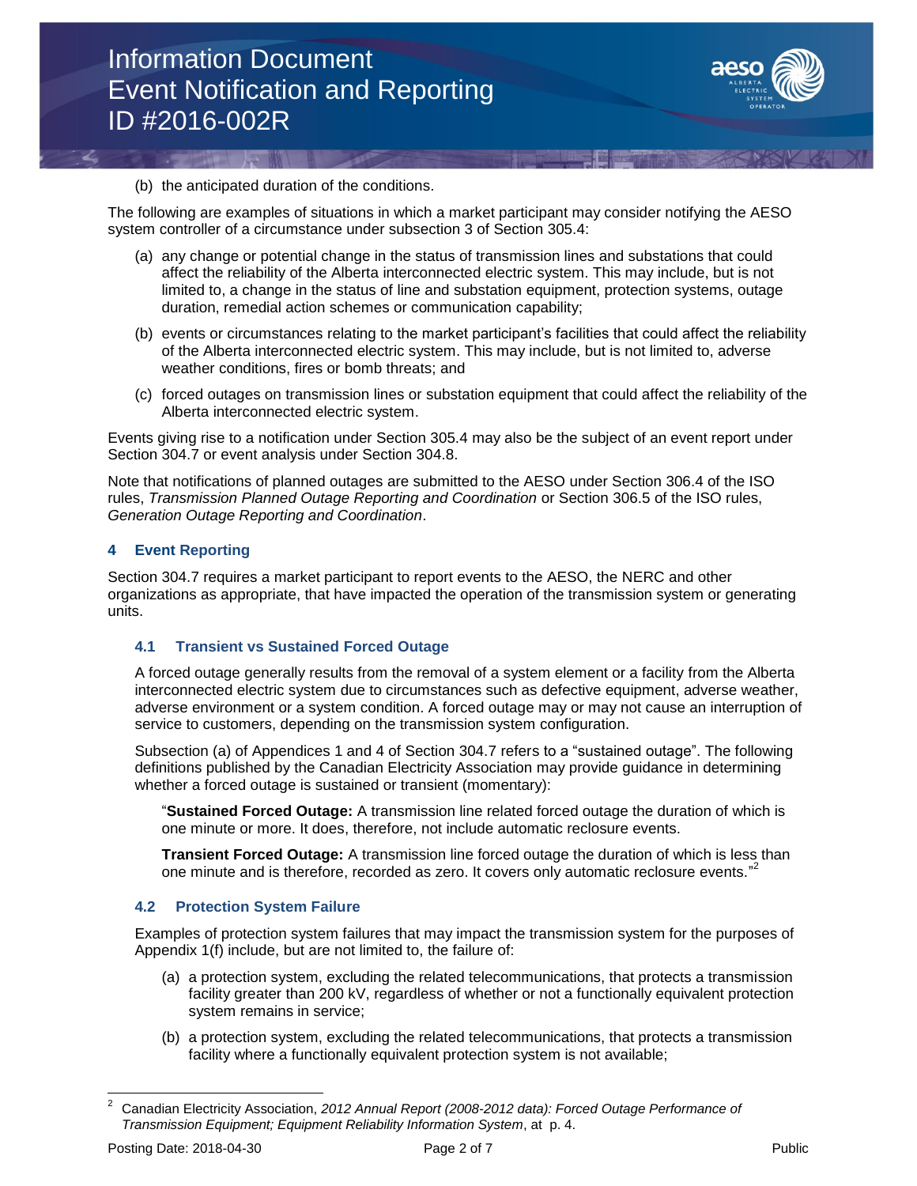(b) the anticipated duration of the conditions.

The following are examples of situations in which a market participant may consider notifying the AESO system controller of a circumstance under subsection 3 of Section 305.4:

(a) any change or potential change in the status of transmission lines and substations that could affect the reliability of the Alberta interconnected electric system. This may include, but is not limited to, a change in the status of line and substation equipment, protection systems, outage duration, remedial action schemes or communication capability;

(b) events or circumstances relating to the market participant's facilities that could affect the reliability of the Alberta interconnected electric system. This may include, but is not limited to, adverse weather conditions, fires or bomb threats; and

(c) forced outages on transmission lines or substation equipment that could affect the reliability of the Alberta interconnected electric system.

Events giving rise to a notification under Section 305.4 may also be the subject of an event report under Section 304.7 or event analysis under Section 304.8.

Note that notifications of planned outages are submitted to the AESO under Section 306.4 of the ISO rules, *Transmission Planned Outage Reporting and Coordination* or Section 306.5 of the ISO rules, *Generation Outage Reporting and Coordination*.

## 4 Event Reporting

Section 304.7 requires a market participant to report events to the AESO, the NERC and other organizations as appropriate, that have impacted the operation of the transmission system or generating units.

### 4.1 Transient vs Sustained Forced Outage

A forced outage generally results from the removal of a system element or a facility from the Alberta interconnected electric system due to circumstances such as defective equipment, adverse weather, adverse environment or a system condition. A forced outage may or may not cause an interruption of service to customers, depending on the transmission system configuration.

Subsection (a) of Appendices 1 and 4 of Section 304.7 refers to a "sustained outage". The following definitions published by the Canadian Electricity Association may provide guidance in determining whether a forced outage is sustained or transient (momentary):

"**Sustained Forced Outage:** A transmission line related forced outage the duration of which is one minute or more. It does, therefore, not include automatic reclosure events.

**Transient Forced Outage:** A transmission line forced outage the duration of which is less than one minute and is therefore, recorded as zero. It covers only automatic reclosure events."[2]

### 4.2 Protection System Failure

Examples of protection system failures that may impact the transmission system for the purposes of Appendix 1(f) include, but are not limited to, the failure of:

(a) a protection system, excluding the related telecommunications, that protects a transmission facility greater than 200 kV, regardless of whether or not a functionally equivalent protection system remains in service;

(b) a protection system, excluding the related telecommunications, that protects a transmission facility where a functionally equivalent protection system is not available;

---

[2] Canadian Electricity Association, *2012 Annual Report (2008-2012 data): Forced Outage Performance of Transmission Equipment; Equipment Reliability Information System*, at p. 4.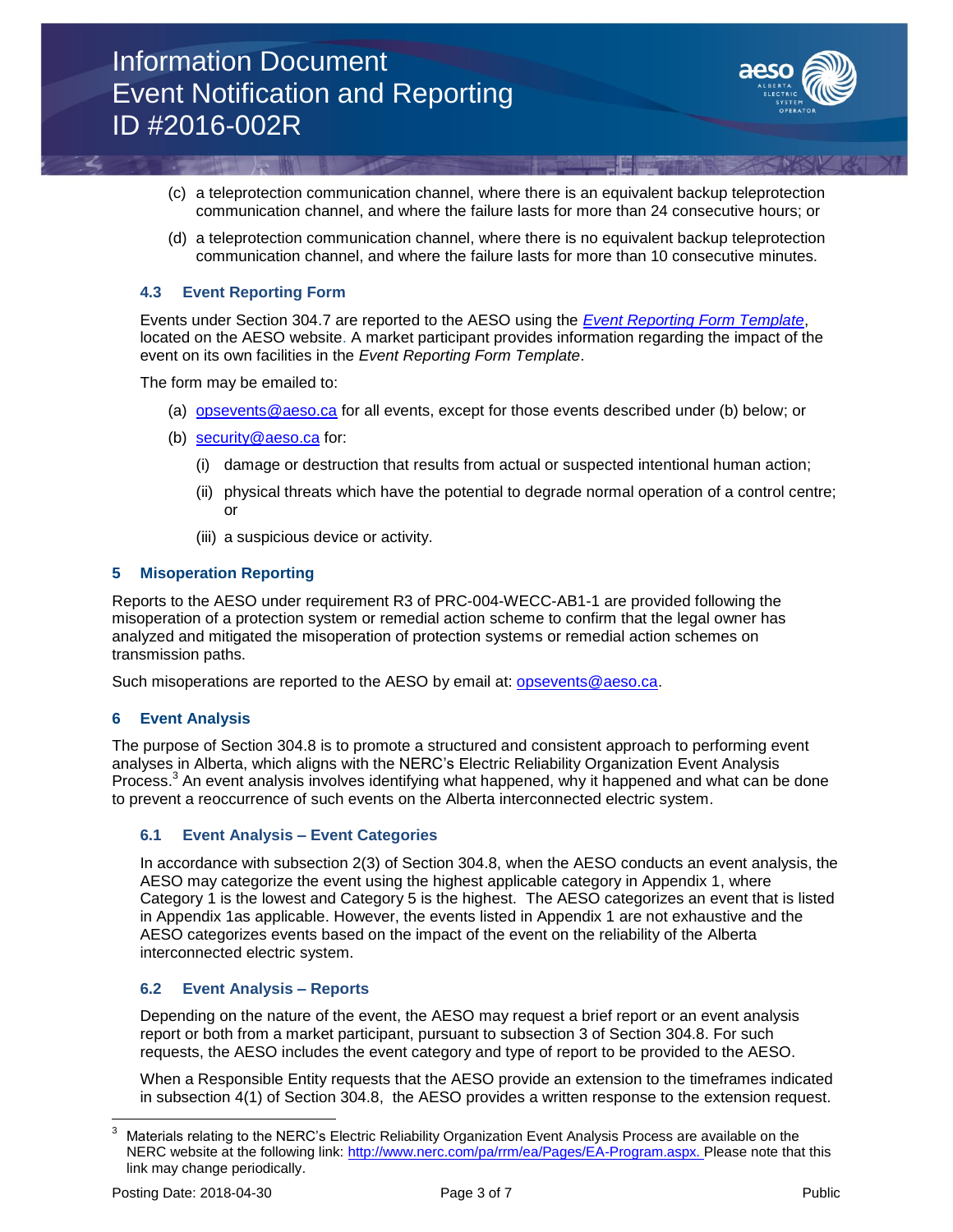(c) a teleprotection communication channel, where there is an equivalent backup teleprotection communication channel, and where the failure lasts for more than 24 consecutive hours; or

(d) a teleprotection communication channel, where there is no equivalent backup teleprotection communication channel, and where the failure lasts for more than 10 consecutive minutes.

### 4.3 Event Reporting Form

Events under Section 304.7 are reported to the AESO using the *Event Reporting Form Template*, located on the AESO website. A market participant provides information regarding the impact of the event on its own facilities in the *Event Reporting Form Template*.

The form may be emailed to:

(a) opsevents@aeso.ca for all events, except for those events described under (b) below; or

(b) security@aeso.ca for:

   (i) damage or destruction that results from actual or suspected intentional human action;

   (ii) physical threats which have the potential to degrade normal operation of a control centre; or

   (iii) a suspicious device or activity.

## 5 Misoperation Reporting

Reports to the AESO under requirement R3 of PRC-004-WECC-AB1-1 are provided following the misoperation of a protection system or remedial action scheme to confirm that the legal owner has analyzed and mitigated the misoperation of protection systems or remedial action schemes on transmission paths.

Such misoperations are reported to the AESO by email at: opsevents@aeso.ca.

## 6 Event Analysis

The purpose of Section 304.8 is to promote a structured and consistent approach to performing event analyses in Alberta, which aligns with the NERC's Electric Reliability Organization Event Analysis Process.[3] An event analysis involves identifying what happened, why it happened and what can be done to prevent a reoccurrence of such events on the Alberta interconnected electric system.

### 6.1 Event Analysis – Event Categories

In accordance with subsection 2(3) of Section 304.8, when the AESO conducts an event analysis, the AESO may categorize the event using the highest applicable category in Appendix 1, where Category 1 is the lowest and Category 5 is the highest. The AESO categorizes an event that is listed in Appendix 1as applicable. However, the events listed in Appendix 1 are not exhaustive and the AESO categorizes events based on the impact of the event on the reliability of the Alberta interconnected electric system.

### 6.2 Event Analysis – Reports

Depending on the nature of the event, the AESO may request a brief report or an event analysis report or both from a market participant, pursuant to subsection 3 of Section 304.8. For such requests, the AESO includes the event category and type of report to be provided to the AESO.

When a Responsible Entity requests that the AESO provide an extension to the timeframes indicated in subsection 4(1) of Section 304.8, the AESO provides a written response to the extension request.

---

[3] Materials relating to the NERC's Electric Reliability Organization Event Analysis Process are available on the NERC website at the following link: http://www.nerc.com/pa/rrm/ea/Pages/EA-Program.aspx. Please note that this link may change periodically.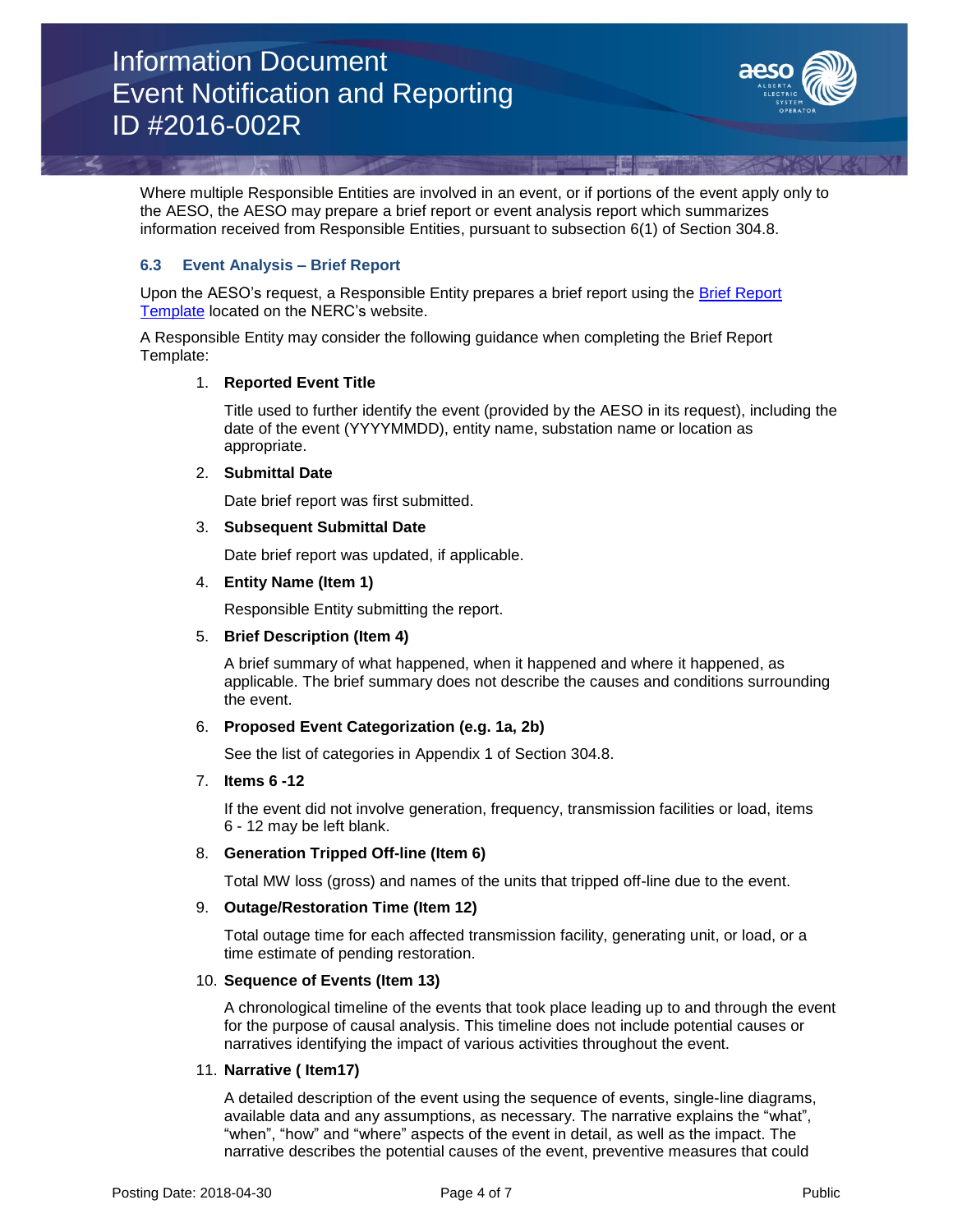Where multiple Responsible Entities are involved in an event, or if portions of the event apply only to the AESO, the AESO may prepare a brief report or event analysis report which summarizes information received from Responsible Entities, pursuant to subsection 6(1) of Section 304.8.

### 6.3 Event Analysis – Brief Report

Upon the AESO's request, a Responsible Entity prepares a brief report using the Brief Report Template located on the NERC's website.

A Responsible Entity may consider the following guidance when completing the Brief Report Template:

1. **Reported Event Title**

   Title used to further identify the event (provided by the AESO in its request), including the date of the event (YYYYMMDD), entity name, substation name or location as appropriate.

2. **Submittal Date**

   Date brief report was first submitted.

3. **Subsequent Submittal Date**

   Date brief report was updated, if applicable.

4. **Entity Name (Item 1)**

   Responsible Entity submitting the report.

5. **Brief Description (Item 4)**

   A brief summary of what happened, when it happened and where it happened, as applicable. The brief summary does not describe the causes and conditions surrounding the event.

6. **Proposed Event Categorization (e.g. 1a, 2b)**

   See the list of categories in Appendix 1 of Section 304.8.

7. **Items 6 -12**

   If the event did not involve generation, frequency, transmission facilities or load, items 6 - 12 may be left blank.

8. **Generation Tripped Off-line (Item 6)**

   Total MW loss (gross) and names of the units that tripped off-line due to the event.

9. **Outage/Restoration Time (Item 12)**

   Total outage time for each affected transmission facility, generating unit, or load, or a time estimate of pending restoration.

10. **Sequence of Events (Item 13)**

    A chronological timeline of the events that took place leading up to and through the event for the purpose of causal analysis. This timeline does not include potential causes or narratives identifying the impact of various activities throughout the event.

11. **Narrative ( Item17)**

    A detailed description of the event using the sequence of events, single-line diagrams, available data and any assumptions, as necessary. The narrative explains the "what", "when", "how" and "where" aspects of the event in detail, as well as the impact. The narrative describes the potential causes of the event, preventive measures that could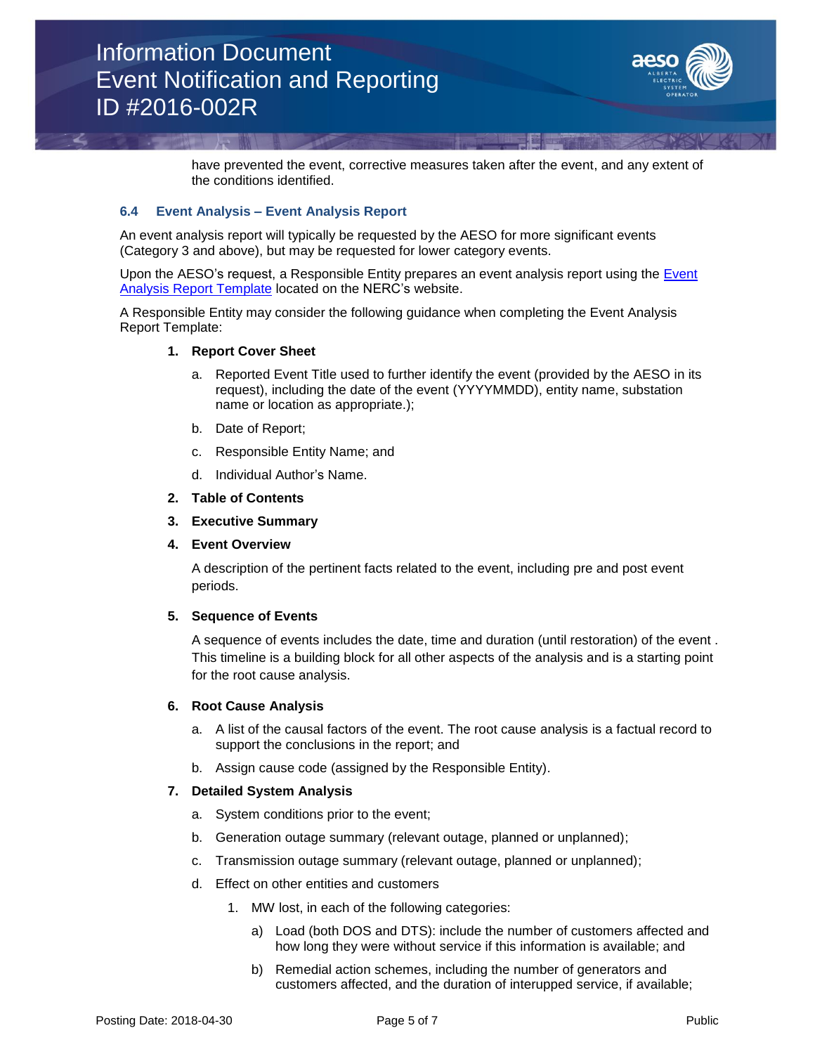have prevented the event, corrective measures taken after the event, and any extent of the conditions identified.

### 6.4 Event Analysis – Event Analysis Report

An event analysis report will typically be requested by the AESO for more significant events (Category 3 and above), but may be requested for lower category events.

Upon the AESO's request, a Responsible Entity prepares an event analysis report using the [Event Analysis Report Template](#) located on the NERC's website.

A Responsible Entity may consider the following guidance when completing the Event Analysis Report Template:

1. **Report Cover Sheet**
   a. Reported Event Title used to further identify the event (provided by the AESO in its request), including the date of the event (YYYYMMDD), entity name, substation name or location as appropriate.);
   b. Date of Report;
   c. Responsible Entity Name; and
   d. Individual Author's Name.
2. **Table of Contents**
3. **Executive Summary**
4. **Event Overview**

   A description of the pertinent facts related to the event, including pre and post event periods.

5. **Sequence of Events**

   A sequence of events includes the date, time and duration (until restoration) of the event . This timeline is a building block for all other aspects of the analysis and is a starting point for the root cause analysis.

6. **Root Cause Analysis**
   a. A list of the causal factors of the event. The root cause analysis is a factual record to support the conclusions in the report; and
   b. Assign cause code (assigned by the Responsible Entity).
7. **Detailed System Analysis**
   a. System conditions prior to the event;
   b. Generation outage summary (relevant outage, planned or unplanned);
   c. Transmission outage summary (relevant outage, planned or unplanned);
   d. Effect on other entities and customers
      1. MW lost, in each of the following categories:
         a) Load (both DOS and DTS): include the number of customers affected and how long they were without service if this information is available; and
         b) Remedial action schemes, including the number of generators and customers affected, and the duration of interupped service, if available;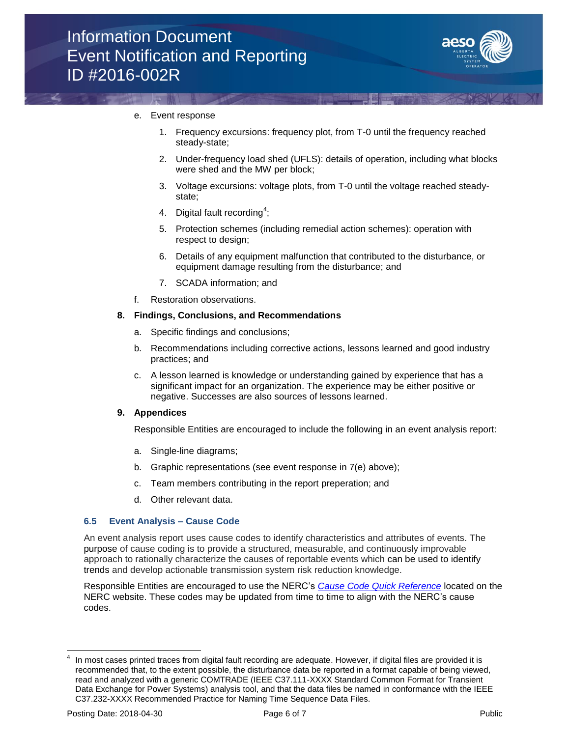e. Event response

   1. Frequency excursions: frequency plot, from T-0 until the frequency reached steady-state;
   2. Under-frequency load shed (UFLS): details of operation, including what blocks were shed and the MW per block;
   3. Voltage excursions: voltage plots, from T-0 until the voltage reached steady-state;
   4. Digital fault recording[4];
   5. Protection schemes (including remedial action schemes): operation with respect to design;
   6. Details of any equipment malfunction that contributed to the disturbance, or equipment damage resulting from the disturbance; and
   7. SCADA information; and

f. Restoration observations.

**8. Findings, Conclusions, and Recommendations**

a. Specific findings and conclusions;

b. Recommendations including corrective actions, lessons learned and good industry practices; and

c. A lesson learned is knowledge or understanding gained by experience that has a significant impact for an organization. The experience may be either positive or negative. Successes are also sources of lessons learned.

**9. Appendices**

Responsible Entities are encouraged to include the following in an event analysis report:

a. Single-line diagrams;

b. Graphic representations (see event response in 7(e) above);

c. Team members contributing in the report preperation; and

d. Other relevant data.

### 6.5 Event Analysis – Cause Code

An event analysis report uses cause codes to identify characteristics and attributes of events. The purpose of cause coding is to provide a structured, measurable, and continuously improvable approach to rationally characterize the causes of reportable events which can be used to identify trends and develop actionable transmission system risk reduction knowledge.

Responsible Entities are encouraged to use the NERC's *Cause Code Quick Reference* located on the NERC website. These codes may be updated from time to time to align with the NERC's cause codes.

[4] In most cases printed traces from digital fault recording are adequate. However, if digital files are provided it is recommended that, to the extent possible, the disturbance data be reported in a format capable of being viewed, read and analyzed with a generic COMTRADE (IEEE C37.111-XXXX Standard Common Format for Transient Data Exchange for Power Systems) analysis tool, and that the data files be named in conformance with the IEEE C37.232-XXXX Recommended Practice for Naming Time Sequence Data Files.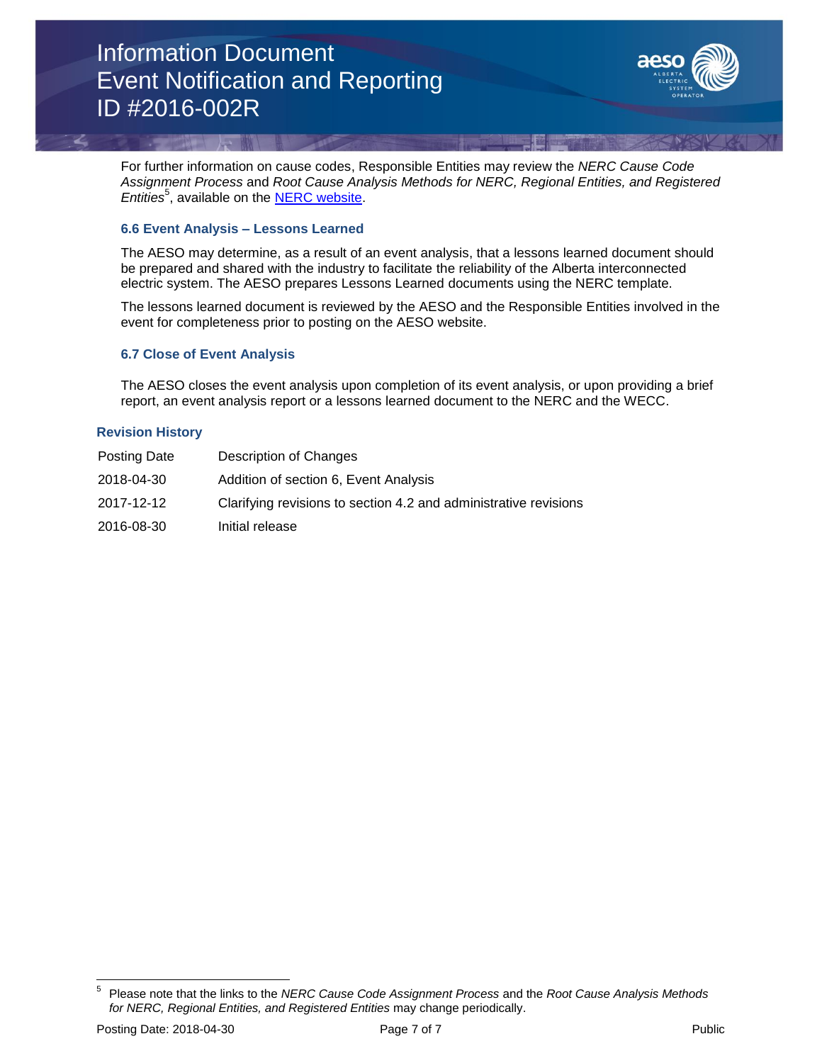For further information on cause codes, Responsible Entities may review the *NERC Cause Code Assignment Process* and *Root Cause Analysis Methods for NERC, Regional Entities, and Registered Entities*[5], available on the NERC website.

### 6.6 Event Analysis – Lessons Learned

The AESO may determine, as a result of an event analysis, that a lessons learned document should be prepared and shared with the industry to facilitate the reliability of the Alberta interconnected electric system. The AESO prepares Lessons Learned documents using the NERC template.

The lessons learned document is reviewed by the AESO and the Responsible Entities involved in the event for completeness prior to posting on the AESO website.

### 6.7 Close of Event Analysis

The AESO closes the event analysis upon completion of its event analysis, or upon providing a brief report, an event analysis report or a lessons learned document to the NERC and the WECC.

## Revision History

| Posting Date | Description of Changes |
|---|---|
| 2018-04-30 | Addition of section 6, Event Analysis |
| 2017-12-12 | Clarifying revisions to section 4.2 and administrative revisions |
| 2016-08-30 | Initial release |

---

[5] Please note that the links to the *NERC Cause Code Assignment Process* and the *Root Cause Analysis Methods for NERC, Regional Entities, and Registered Entities* may change periodically.